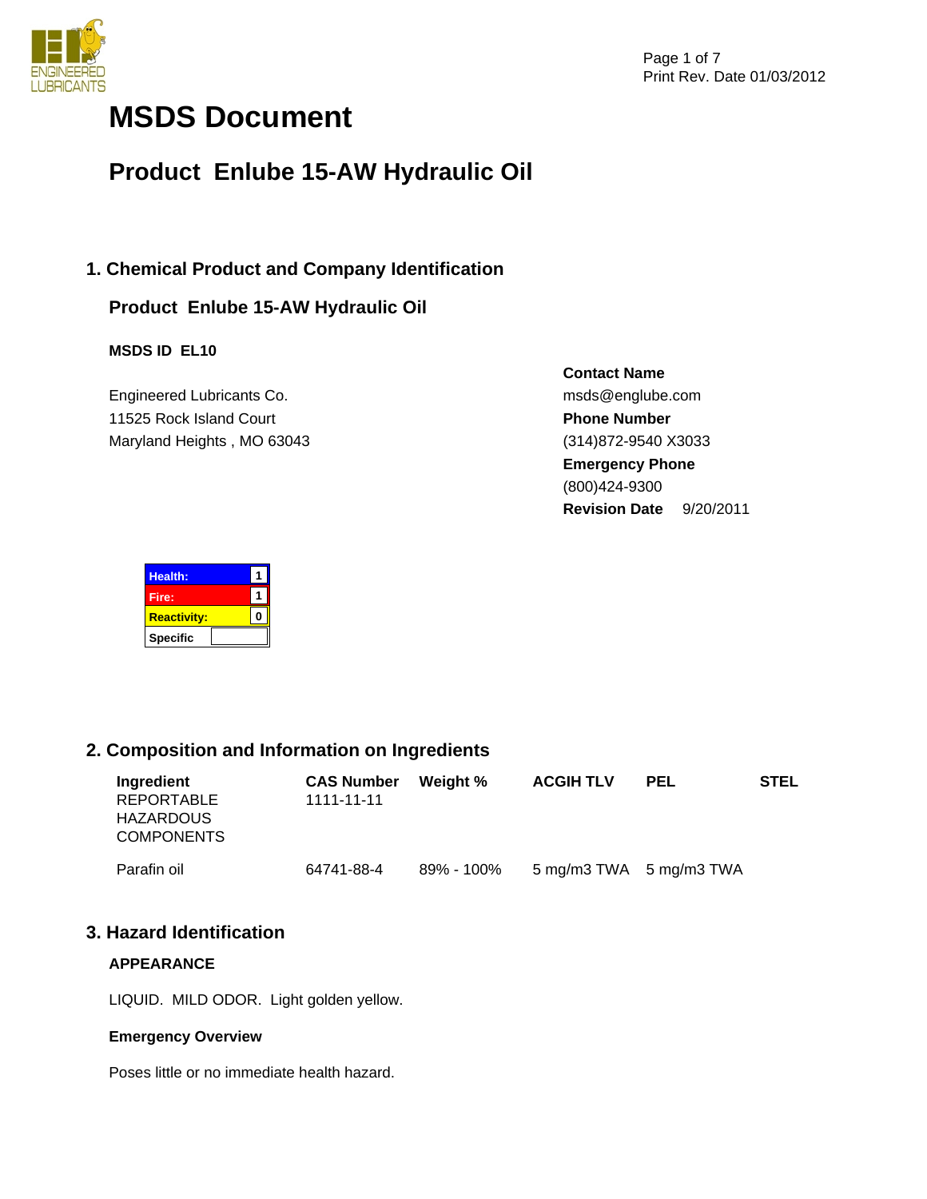# MSDS Document

## Product Enlube 15-AW Hydraulic Oil

## 1. Chemical Product and Company Identification

### Product Enlube 15-AW Hydraulic Oil

**MSDS ID EL10**

Engineered Lubricants Co.
11525 Rock Island Court
Maryland Heights , MO 63043

**Contact Name**
msds@englube.com
**Phone Number**
(314)872-9540 X3033
**Emergency Phone**
(800)424-9300
**Revision Date** 9/20/2011

| | |
|---|---|
| Health: | 1 |
| Fire: | 1 |
| Reactivity: | 0 |
| Specific | |

## 2. Composition and Information on Ingredients

| Ingredient | CAS Number | Weight % | ACGIH TLV | PEL | STEL |
|---|---|---|---|---|---|
| REPORTABLE HAZARDOUS COMPONENTS | 1111-11-11 | | | | |
| Parafin oil | 64741-88-4 | 89% - 100% | 5 mg/m3 TWA | 5 mg/m3 TWA | |

## 3. Hazard Identification

**APPEARANCE**

LIQUID. MILD ODOR. Light golden yellow.

**Emergency Overview**

Poses little or no immediate health hazard.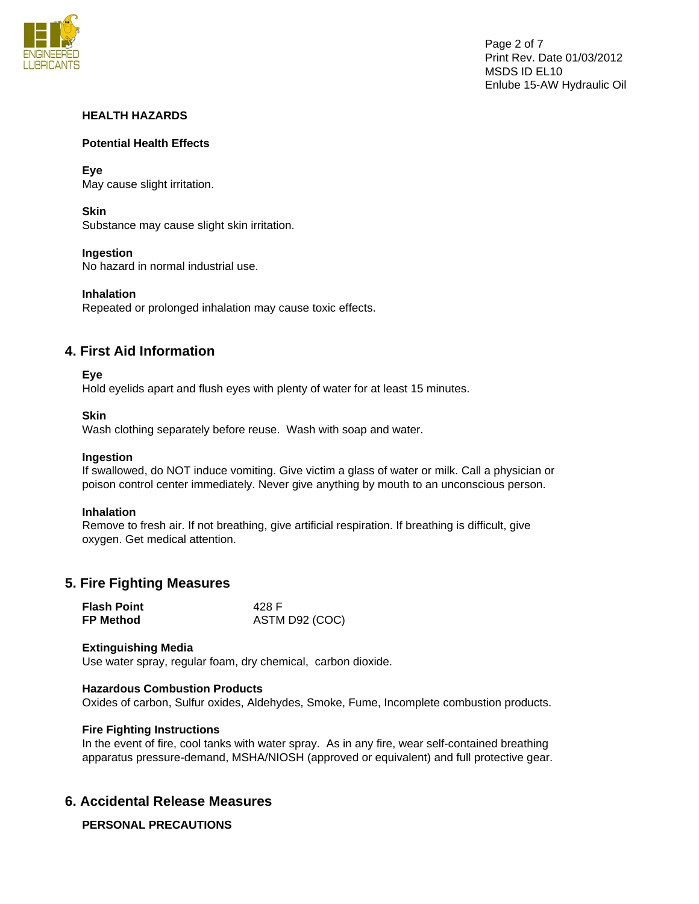**HEALTH HAZARDS**

**Potential Health Effects**

**Eye**
May cause slight irritation.

**Skin**
Substance may cause slight skin irritation.

**Ingestion**
No hazard in normal industrial use.

**Inhalation**
Repeated or prolonged inhalation may cause toxic effects.

## 4. First Aid Information

**Eye**
Hold eyelids apart and flush eyes with plenty of water for at least 15 minutes.

**Skin**
Wash clothing separately before reuse. Wash with soap and water.

**Ingestion**
If swallowed, do NOT induce vomiting. Give victim a glass of water or milk. Call a physician or poison control center immediately. Never give anything by mouth to an unconscious person.

**Inhalation**
Remove to fresh air. If not breathing, give artificial respiration. If breathing is difficult, give oxygen. Get medical attention.

## 5. Fire Fighting Measures

| | |
|---|---|
| **Flash Point** | 428 F |
| **FP Method** | ASTM D92 (COC) |

**Extinguishing Media**
Use water spray, regular foam, dry chemical, carbon dioxide.

**Hazardous Combustion Products**
Oxides of carbon, Sulfur oxides, Aldehydes, Smoke, Fume, Incomplete combustion products.

**Fire Fighting Instructions**
In the event of fire, cool tanks with water spray. As in any fire, wear self-contained breathing apparatus pressure-demand, MSHA/NIOSH (approved or equivalent) and full protective gear.

## 6. Accidental Release Measures

**PERSONAL PRECAUTIONS**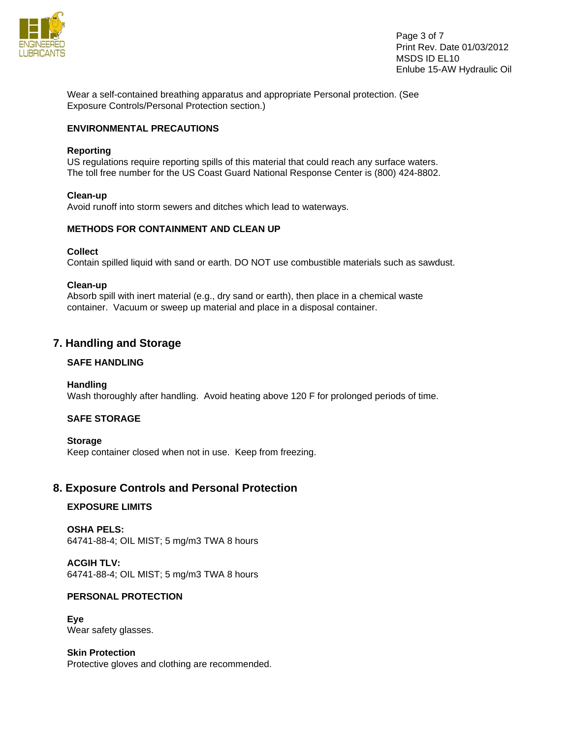Wear a self-contained breathing apparatus and appropriate Personal protection. (See Exposure Controls/Personal Protection section.)

**ENVIRONMENTAL PRECAUTIONS**

**Reporting**
US regulations require reporting spills of this material that could reach any surface waters. The toll free number for the US Coast Guard National Response Center is (800) 424-8802.

**Clean-up**
Avoid runoff into storm sewers and ditches which lead to waterways.

**METHODS FOR CONTAINMENT AND CLEAN UP**

**Collect**
Contain spilled liquid with sand or earth. DO NOT use combustible materials such as sawdust.

**Clean-up**
Absorb spill with inert material (e.g., dry sand or earth), then place in a chemical waste container. Vacuum or sweep up material and place in a disposal container.

## 7. Handling and Storage

**SAFE HANDLING**

**Handling**
Wash thoroughly after handling. Avoid heating above 120 F for prolonged periods of time.

**SAFE STORAGE**

**Storage**
Keep container closed when not in use. Keep from freezing.

## 8. Exposure Controls and Personal Protection

**EXPOSURE LIMITS**

**OSHA PELS:**
64741-88-4; OIL MIST; 5 mg/m3 TWA 8 hours

**ACGIH TLV:**
64741-88-4; OIL MIST; 5 mg/m3 TWA 8 hours

**PERSONAL PROTECTION**

**Eye**
Wear safety glasses.

**Skin Protection**
Protective gloves and clothing are recommended.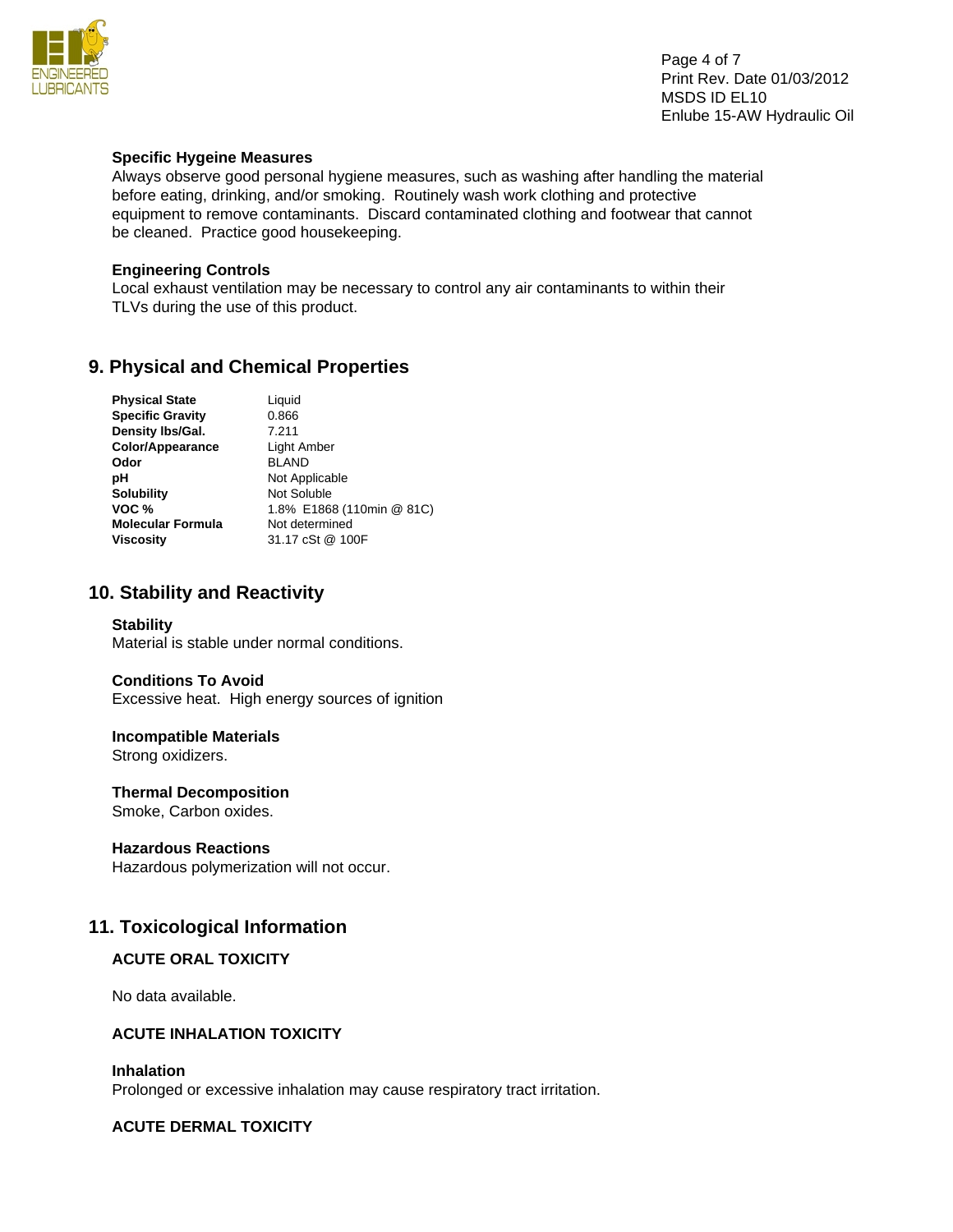**Specific Hygeine Measures**

Always observe good personal hygiene measures, such as washing after handling the material before eating, drinking, and/or smoking. Routinely wash work clothing and protective equipment to remove contaminants. Discard contaminated clothing and footwear that cannot be cleaned. Practice good housekeeping.

**Engineering Controls**

Local exhaust ventilation may be necessary to control any air contaminants to within their TLVs during the use of this product.

## 9. Physical and Chemical Properties

| | |
|---|---|
| **Physical State** | Liquid |
| **Specific Gravity** | 0.866 |
| **Density lbs/Gal.** | 7.211 |
| **Color/Appearance** | Light Amber |
| **Odor** | BLAND |
| **pH** | Not Applicable |
| **Solubility** | Not Soluble |
| **VOC %** | 1.8% E1868 (110min @ 81C) |
| **Molecular Formula** | Not determined |
| **Viscosity** | 31.17 cSt @ 100F |

## 10. Stability and Reactivity

**Stability**

Material is stable under normal conditions.

**Conditions To Avoid**

Excessive heat. High energy sources of ignition

**Incompatible Materials**

Strong oxidizers.

**Thermal Decomposition**

Smoke, Carbon oxides.

**Hazardous Reactions**

Hazardous polymerization will not occur.

## 11. Toxicological Information

**ACUTE ORAL TOXICITY**

No data available.

**ACUTE INHALATION TOXICITY**

**Inhalation**

Prolonged or excessive inhalation may cause respiratory tract irritation.

**ACUTE DERMAL TOXICITY**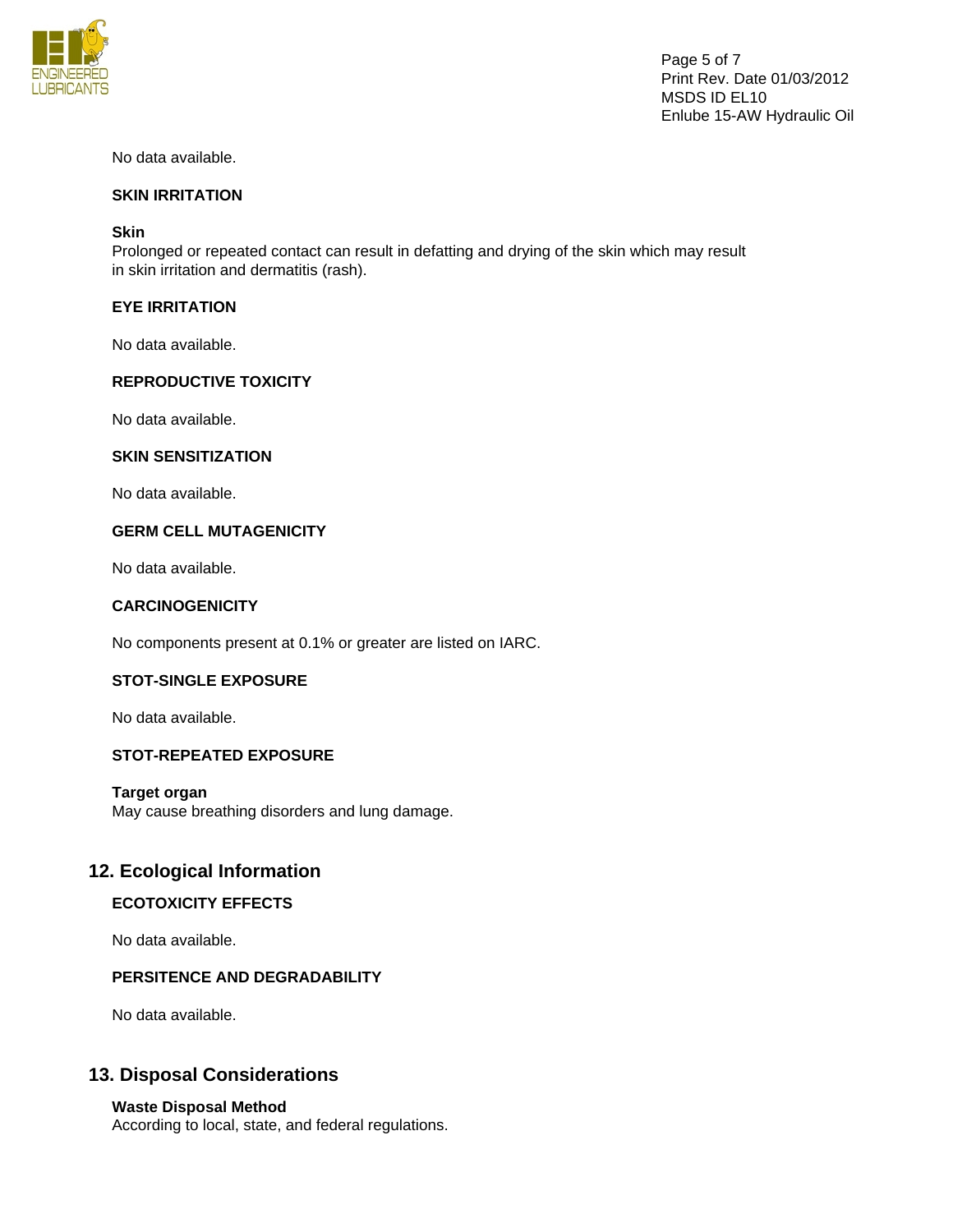No data available.

**SKIN IRRITATION**

**Skin**
Prolonged or repeated contact can result in defatting and drying of the skin which may result in skin irritation and dermatitis (rash).

**EYE IRRITATION**

No data available.

**REPRODUCTIVE TOXICITY**

No data available.

**SKIN SENSITIZATION**

No data available.

**GERM CELL MUTAGENICITY**

No data available.

**CARCINOGENICITY**

No components present at 0.1% or greater are listed on IARC.

**STOT-SINGLE EXPOSURE**

No data available.

**STOT-REPEATED EXPOSURE**

**Target organ**
May cause breathing disorders and lung damage.

## 12. Ecological Information

**ECOTOXICITY EFFECTS**

No data available.

**PERSITENCE AND DEGRADABILITY**

No data available.

## 13. Disposal Considerations

**Waste Disposal Method**
According to local, state, and federal regulations.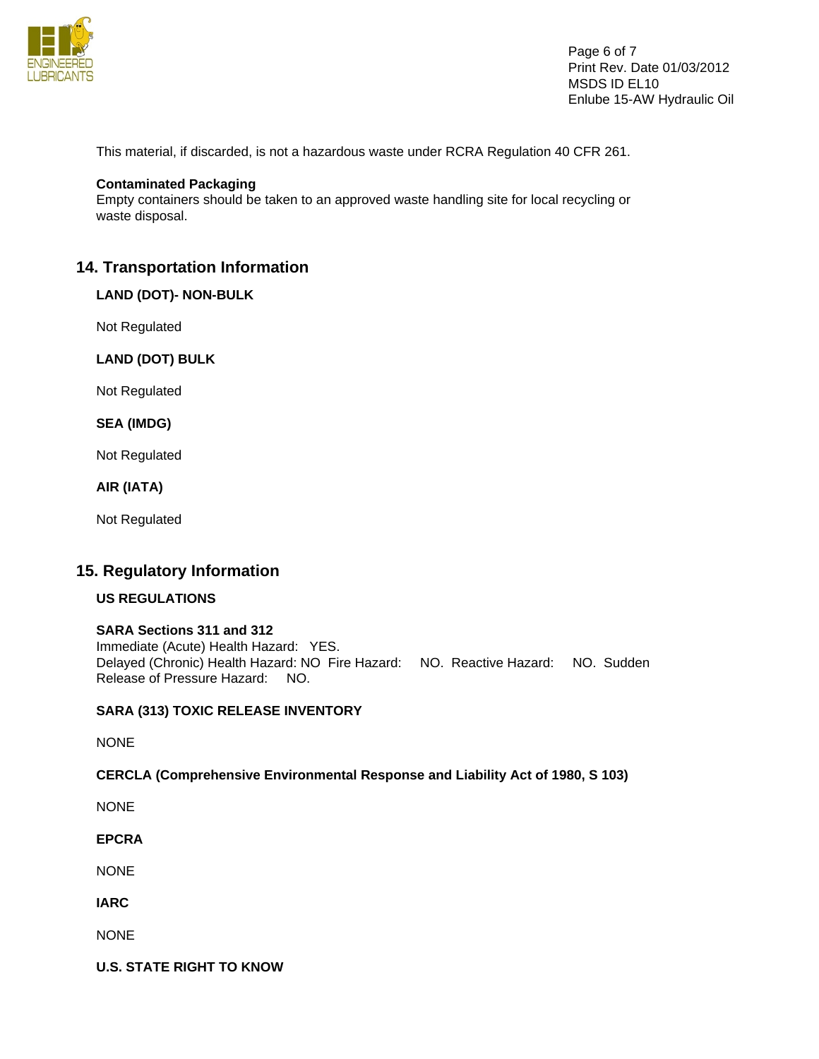This material, if discarded, is not a hazardous waste under RCRA Regulation 40 CFR 261.

**Contaminated Packaging**
Empty containers should be taken to an approved waste handling site for local recycling or waste disposal.

## 14. Transportation Information

**LAND (DOT)- NON-BULK**

Not Regulated

**LAND (DOT) BULK**

Not Regulated

**SEA (IMDG)**

Not Regulated

**AIR (IATA)**

Not Regulated

## 15. Regulatory Information

**US REGULATIONS**

**SARA Sections 311 and 312**
Immediate (Acute) Health Hazard: YES.
Delayed (Chronic) Health Hazard: NO Fire Hazard: NO. Reactive Hazard: NO. Sudden Release of Pressure Hazard: NO.

**SARA (313) TOXIC RELEASE INVENTORY**

NONE

**CERCLA (Comprehensive Environmental Response and Liability Act of 1980, S 103)**

NONE

**EPCRA**

NONE

**IARC**

NONE

**U.S. STATE RIGHT TO KNOW**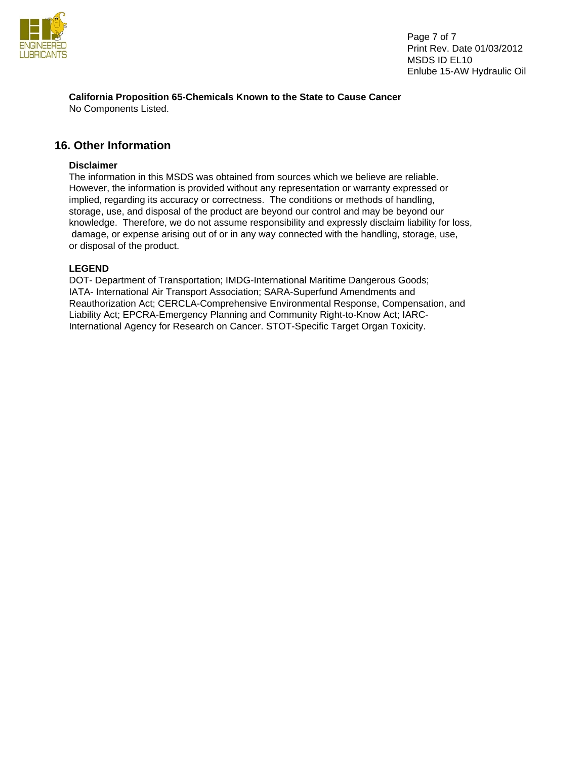**California Proposition 65-Chemicals Known to the State to Cause Cancer**
No Components Listed.

## 16. Other Information

**Disclaimer**
The information in this MSDS was obtained from sources which we believe are reliable. However, the information is provided without any representation or warranty expressed or implied, regarding its accuracy or correctness. The conditions or methods of handling, storage, use, and disposal of the product are beyond our control and may be beyond our knowledge. Therefore, we do not assume responsibility and expressly disclaim liability for loss, damage, or expense arising out of or in any way connected with the handling, storage, use, or disposal of the product.

**LEGEND**
DOT- Department of Transportation; IMDG-International Maritime Dangerous Goods; IATA- International Air Transport Association; SARA-Superfund Amendments and Reauthorization Act; CERCLA-Comprehensive Environmental Response, Compensation, and Liability Act; EPCRA-Emergency Planning and Community Right-to-Know Act; IARC-International Agency for Research on Cancer. STOT-Specific Target Organ Toxicity.